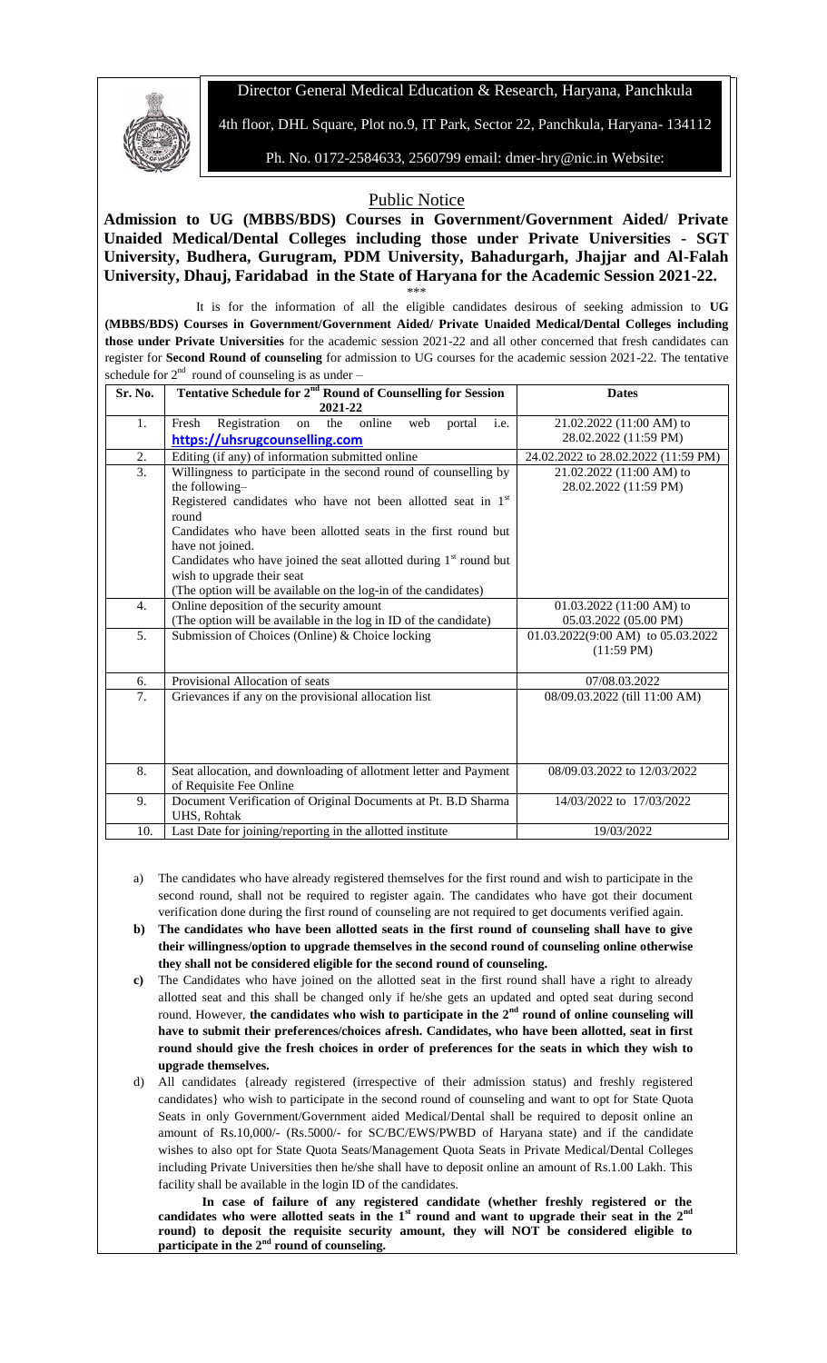Director General Medical Education & Research, Haryana, Panchkula

4th floor, DHL Square, Plot no.9, IT Park, Sector 22, Panchkula, Haryana- 134112

Ph. No. 0172-2584633, 2560799 email: dmer-hry@nic.in Website:

## Public Notice

**Admission to UG (MBBS/BDS) Courses in Government/Government Aided/ Private Unaided Medical/Dental Colleges including those under Private Universities - SGT University, Budhera, Gurugram, PDM University, Bahadurgarh, Jhajjar and Al-Falah University, Dhauj, Faridabad in the State of Haryana for the Academic Session 2021-22.**

\*\*\*

It is for the information of all the eligible candidates desirous of seeking admission to **UG (MBBS/BDS) Courses in Government/Government Aided/ Private Unaided Medical/Dental Colleges including those under Private Universities** for the academic session 2021-22 and all other concerned that fresh candidates can register for **Second Round of counseling** for admission to UG courses for the academic session 2021-22. The tentative schedule for 2nd round of counseling is as under –

| Sr. No. | Tentative Schedule for 2nd Round of Counselling for Session 2021-22 | Dates |
|---|---|---|
| 1. | Fresh Registration on the online web portal i.e. **https://uhsrugcounselling.com** | 21.02.2022 (11:00 AM) to 28.02.2022 (11:59 PM) |
| 2. | Editing (if any) of information submitted online | 24.02.2022 to 28.02.2022 (11:59 PM) |
| 3. | Willingness to participate in the second round of counselling by the following–<br>Registered candidates who have not been allotted seat in 1st round<br>Candidates who have been allotted seats in the first round but have not joined.<br>Candidates who have joined the seat allotted during 1st round but wish to upgrade their seat<br>(The option will be available on the log-in of the candidates) | 21.02.2022 (11:00 AM) to 28.02.2022 (11:59 PM) |
| 4. | Online deposition of the security amount<br>(The option will be available in the log in ID of the candidate) | 01.03.2022 (11:00 AM) to 05.03.2022 (05.00 PM) |
| 5. | Submission of Choices (Online) & Choice locking | 01.03.2022(9:00 AM) to 05.03.2022 (11:59 PM) |
| 6. | Provisional Allocation of seats | 07/08.03.2022 |
| 7. | Grievances if any on the provisional allocation list | 08/09.03.2022 (till 11:00 AM) |
| 8. | Seat allocation, and downloading of allotment letter and Payment of Requisite Fee Online | 08/09.03.2022 to 12/03/2022 |
| 9. | Document Verification of Original Documents at Pt. B.D Sharma UHS, Rohtak | 14/03/2022 to 17/03/2022 |
| 10. | Last Date for joining/reporting in the allotted institute | 19/03/2022 |

a) The candidates who have already registered themselves for the first round and wish to participate in the second round, shall not be required to register again. The candidates who have got their document verification done during the first round of counseling are not required to get documents verified again.

**b) The candidates who have been allotted seats in the first round of counseling shall have to give their willingness/option to upgrade themselves in the second round of counseling online otherwise they shall not be considered eligible for the second round of counseling.**

**c)** The Candidates who have joined on the allotted seat in the first round shall have a right to already allotted seat and this shall be changed only if he/she gets an updated and opted seat during second round. However, **the candidates who wish to participate in the 2nd round of online counseling will have to submit their preferences/choices afresh. Candidates, who have been allotted, seat in first round should give the fresh choices in order of preferences for the seats in which they wish to upgrade themselves.**

d) All candidates {already registered (irrespective of their admission status) and freshly registered candidates} who wish to participate in the second round of counseling and want to opt for State Quota Seats in only Government/Government aided Medical/Dental shall be required to deposit online an amount of Rs.10,000/- (Rs.5000/- for SC/BC/EWS/PWBD of Haryana state) and if the candidate wishes to also opt for State Quota Seats/Management Quota Seats in Private Medical/Dental Colleges including Private Universities then he/she shall have to deposit online an amount of Rs.1.00 Lakh. This facility shall be available in the login ID of the candidates.

**In case of failure of any registered candidate (whether freshly registered or the candidates who were allotted seats in the 1st round and want to upgrade their seat in the 2nd round) to deposit the requisite security amount, they will NOT be considered eligible to participate in the 2nd round of counseling.**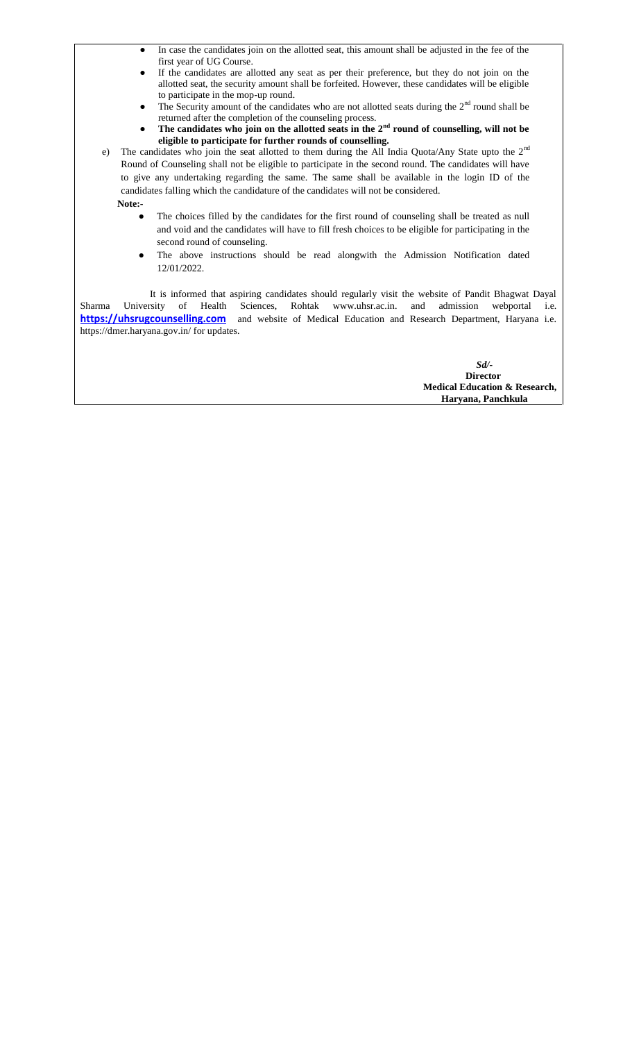- In case the candidates join on the allotted seat, this amount shall be adjusted in the fee of the first year of UG Course.
- If the candidates are allotted any seat as per their preference, but they do not join on the allotted seat, the security amount shall be forfeited. However, these candidates will be eligible to participate in the mop-up round.
- The Security amount of the candidates who are not allotted seats during the 2nd round shall be returned after the completion of the counseling process.
- **The candidates who join on the allotted seats in the 2nd round of counselling, will not be eligible to participate for further rounds of counselling.**

e) The candidates who join the seat allotted to them during the All India Quota/Any State upto the 2nd Round of Counseling shall not be eligible to participate in the second round. The candidates will have to give any undertaking regarding the same. The same shall be available in the login ID of the candidates falling which the candidature of the candidates will not be considered.

**Note:-**

- The choices filled by the candidates for the first round of counseling shall be treated as null and void and the candidates will have to fill fresh choices to be eligible for participating in the second round of counseling.
- The above instructions should be read alongwith the Admission Notification dated 12/01/2022.

It is informed that aspiring candidates should regularly visit the website of Pandit Bhagwat Dayal Sharma University of Health Sciences, Rohtak www.uhsr.ac.in. and admission webportal i.e. **https://uhsrugcounselling.com** and website of Medical Education and Research Department, Haryana i.e. https://dmer.haryana.gov.in/ for updates.

***Sd/-***
**Director**
**Medical Education & Research,**
**Haryana, Panchkula**